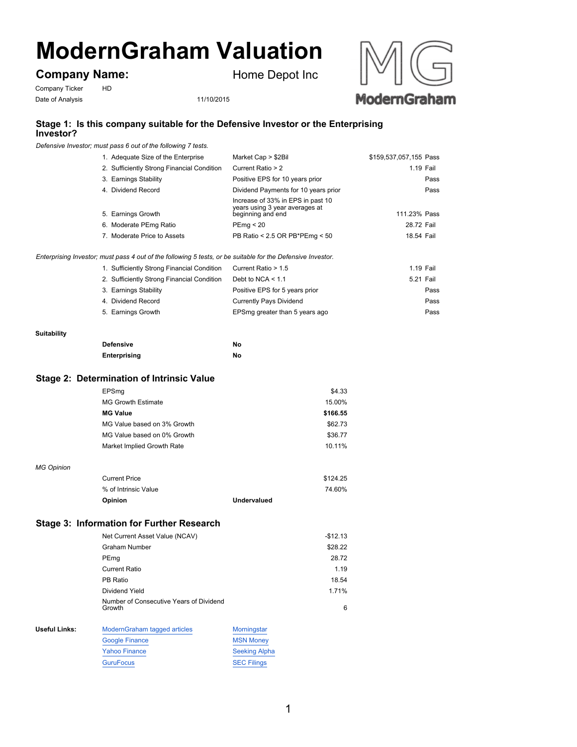# ModernGraham Valuation

**Company Name:** Home Depot Inc

Company Ticker HD

Date of Analysis 11/10/2015

## Stage 1: Is this company suitable for the Defensive Investor or the Enterprising Investor?

*Defensive Investor; must pass 6 out of the following 7 tests.*

| Test | Criterion | Value | Result |
|---|---|---|---|
| 1. Adequate Size of the Enterprise | Market Cap > $2Bil | $159,537,057,155 | Pass |
| 2. Sufficiently Strong Financial Condition | Current Ratio > 2 | 1.19 | Fail |
| 3. Earnings Stability | Positive EPS for 10 years prior | | Pass |
| 4. Dividend Record | Dividend Payments for 10 years prior | | Pass |
| 5. Earnings Growth | Increase of 33% in EPS in past 10 years using 3 year averages at beginning and end | 111.23% | Pass |
| 6. Moderate PEmg Ratio | PEmg < 20 | 28.72 | Fail |
| 7. Moderate Price to Assets | PB Ratio < 2.5 OR PB*PEmg < 50 | 18.54 | Fail |

*Enterprising Investor; must pass 4 out of the following 5 tests, or be suitable for the Defensive Investor.*

| Test | Criterion | Value | Result |
|---|---|---|---|
| 1. Sufficiently Strong Financial Condition | Current Ratio > 1.5 | 1.19 | Fail |
| 2. Sufficiently Strong Financial Condition | Debt to NCA < 1.1 | 5.21 | Fail |
| 3. Earnings Stability | Positive EPS for 5 years prior | | Pass |
| 4. Dividend Record | Currently Pays Dividend | | Pass |
| 5. Earnings Growth | EPSmg greater than 5 years ago | | Pass |

**Suitability**

| | |
|---|---|
| **Defensive** | **No** |
| **Enterprising** | **No** |

## Stage 2: Determination of Intrinsic Value

| | |
|---|---|
| EPSmg | $4.33 |
| MG Growth Estimate | 15.00% |
| **MG Value** | **$166.55** |
| MG Value based on 3% Growth | $62.73 |
| MG Value based on 0% Growth | $36.77 |
| Market Implied Growth Rate | 10.11% |

*MG Opinion*

| | | |
|---|---|---|
| Current Price | | $124.25 |
| % of Intrinsic Value | | 74.60% |
| **Opinion** | **Undervalued** | |

## Stage 3: Information for Further Research

| | |
|---|---|
| Net Current Asset Value (NCAV) | -$12.13 |
| Graham Number | $28.22 |
| PEmg | 28.72 |
| Current Ratio | 1.19 |
| PB Ratio | 18.54 |
| Dividend Yield | 1.71% |
| Number of Consecutive Years of Dividend Growth | 6 |

**Useful Links:**

| | |
|---|---|
| ModernGraham tagged articles | Morningstar |
| Google Finance | MSN Money |
| Yahoo Finance | Seeking Alpha |
| GuruFocus | SEC Filings |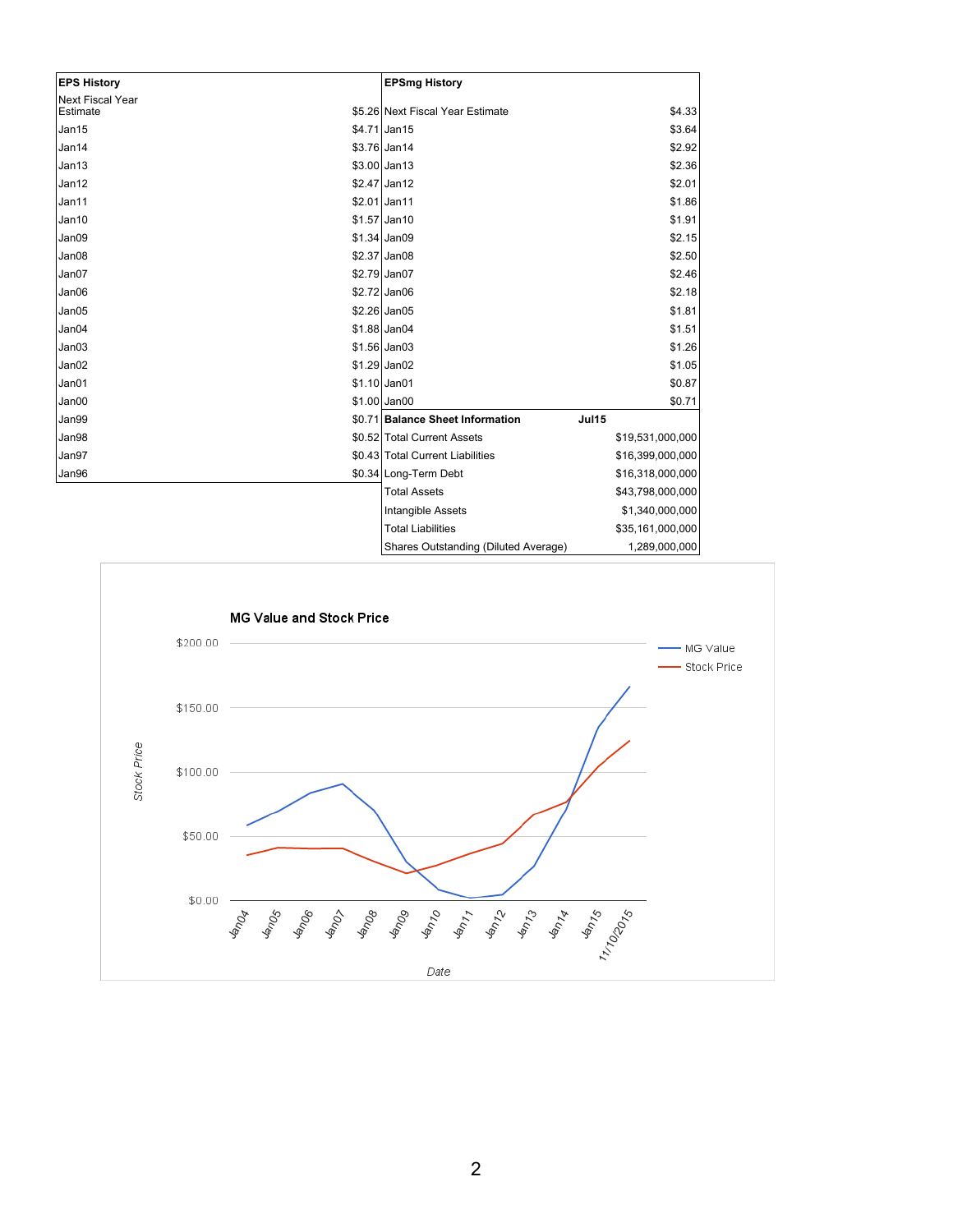| EPS History | | EPSmg History | |
|---|---|---|---|
| Next Fiscal Year Estimate | $5.26 | Next Fiscal Year Estimate | $4.33 |
| Jan15 | $4.71 | Jan15 | $3.64 |
| Jan14 | $3.76 | Jan14 | $2.92 |
| Jan13 | $3.00 | Jan13 | $2.36 |
| Jan12 | $2.47 | Jan12 | $2.01 |
| Jan11 | $2.01 | Jan11 | $1.86 |
| Jan10 | $1.57 | Jan10 | $1.91 |
| Jan09 | $1.34 | Jan09 | $2.15 |
| Jan08 | $2.37 | Jan08 | $2.50 |
| Jan07 | $2.79 | Jan07 | $2.46 |
| Jan06 | $2.72 | Jan06 | $2.18 |
| Jan05 | $2.26 | Jan05 | $1.81 |
| Jan04 | $1.88 | Jan04 | $1.51 |
| Jan03 | $1.56 | Jan03 | $1.26 |
| Jan02 | $1.29 | Jan02 | $1.05 |
| Jan01 | $1.10 | Jan01 | $0.87 |
| Jan00 | $1.00 | Jan00 | $0.71 |
| Jan99 | $0.71 | **Balance Sheet Information** | **Jul15** |
| Jan98 | $0.52 | Total Current Assets | $19,531,000,000 |
| Jan97 | $0.43 | Total Current Liabilities | $16,399,000,000 |
| Jan96 | $0.34 | Long-Term Debt | $16,318,000,000 |
| | | Total Assets | $43,798,000,000 |
| | | Intangible Assets | $1,340,000,000 |
| | | Total Liabilities | $35,161,000,000 |
| | | Shares Outstanding (Diluted Average) | 1,289,000,000 |

**MG Value and Stock Price**

Legend: MG Value, Stock Price

Y-axis: Stock Price ($0.00, $50.00, $100.00, $150.00, $200.00)

X-axis: Date (Jan04, Jan05, Jan06, Jan07, Jan08, Jan09, Jan10, Jan11, Jan12, Jan13, Jan14, Jan15, 11/10/2015)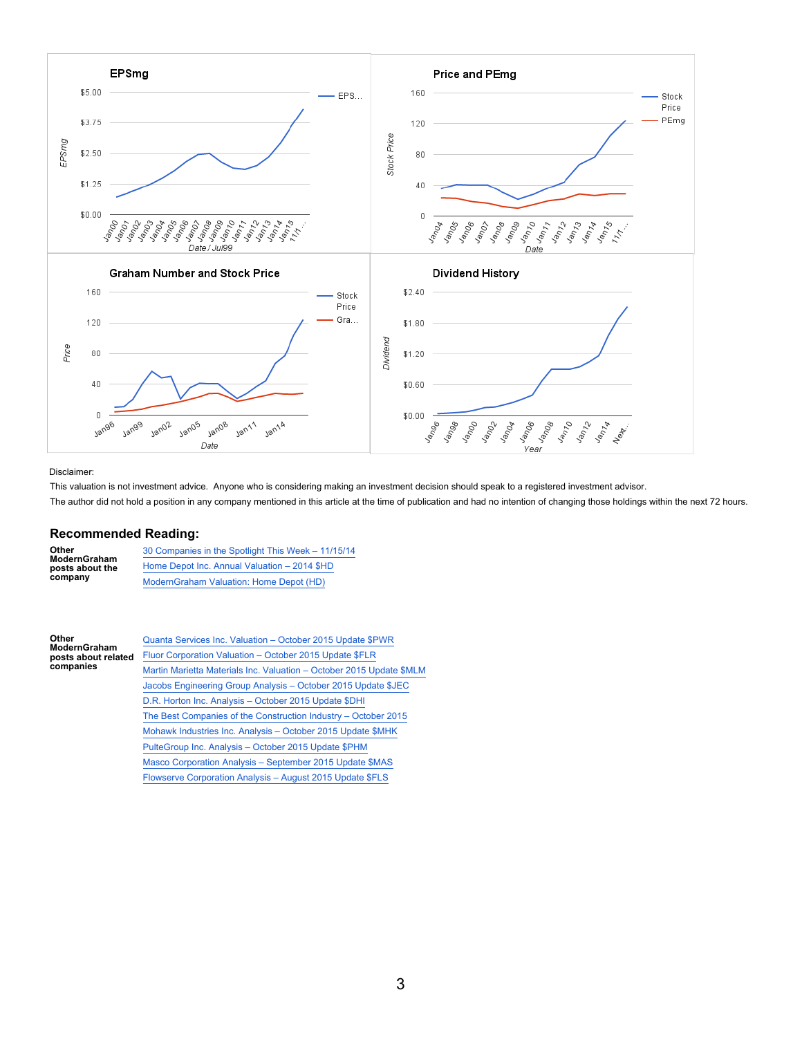EPSmg

$5.00
$3.75
$2.50
$1.25
$0.00

EPSmg

EPS...

Jan00 Jan01 Jan02 Jan03 Jan04 Jan05 Jan06 Jan07 Jan08 Jan09 Jan10 Jan11 Jan12 Jan13 Jan14 Jan15 11/1...

Date / Jul99

Price and PEmg

160
120
80
40
0

Stock Price

Stock Price

PEmg

Jan04 Jan05 Jan06 Jan07 Jan08 Jan09 Jan10 Jan11 Jan12 Jan13 Jan14 Jan15 11/1...

Date

Graham Number and Stock Price

160
120
80
40
0

Price

Stock Price

Gra...

Jan96 Jan99 Jan02 Jan05 Jan08 Jan11 Jan14

Date

Dividend History

$2.40
$1.80
$1.20
$0.60
$0.00

Dividend

Jan96 Jan98 Jan00 Jan02 Jan04 Jan06 Jan08 Jan10 Jan12 Jan14 Next...

Year

Disclaimer:

This valuation is not investment advice. Anyone who is considering making an investment decision should speak to a registered investment advisor.

The author did not hold a position in any company mentioned in this article at the time of publication and had no intention of changing those holdings within the next 72 hours.

## Recommended Reading:

**Other ModernGraham posts about the company**

- 30 Companies in the Spotlight This Week – 11/15/14
- Home Depot Inc. Annual Valuation – 2014 $HD
- ModernGraham Valuation: Home Depot (HD)

**Other ModernGraham posts about related companies**

- Quanta Services Inc. Valuation – October 2015 Update $PWR
- Fluor Corporation Valuation – October 2015 Update $FLR
- Martin Marietta Materials Inc. Valuation – October 2015 Update $MLM
- Jacobs Engineering Group Analysis – October 2015 Update $JEC
- D.R. Horton Inc. Analysis – October 2015 Update $DHI
- The Best Companies of the Construction Industry – October 2015
- Mohawk Industries Inc. Analysis – October 2015 Update $MHK
- PulteGroup Inc. Analysis – October 2015 Update $PHM
- Masco Corporation Analysis – September 2015 Update $MAS
- Flowserve Corporation Analysis – August 2015 Update $FLS